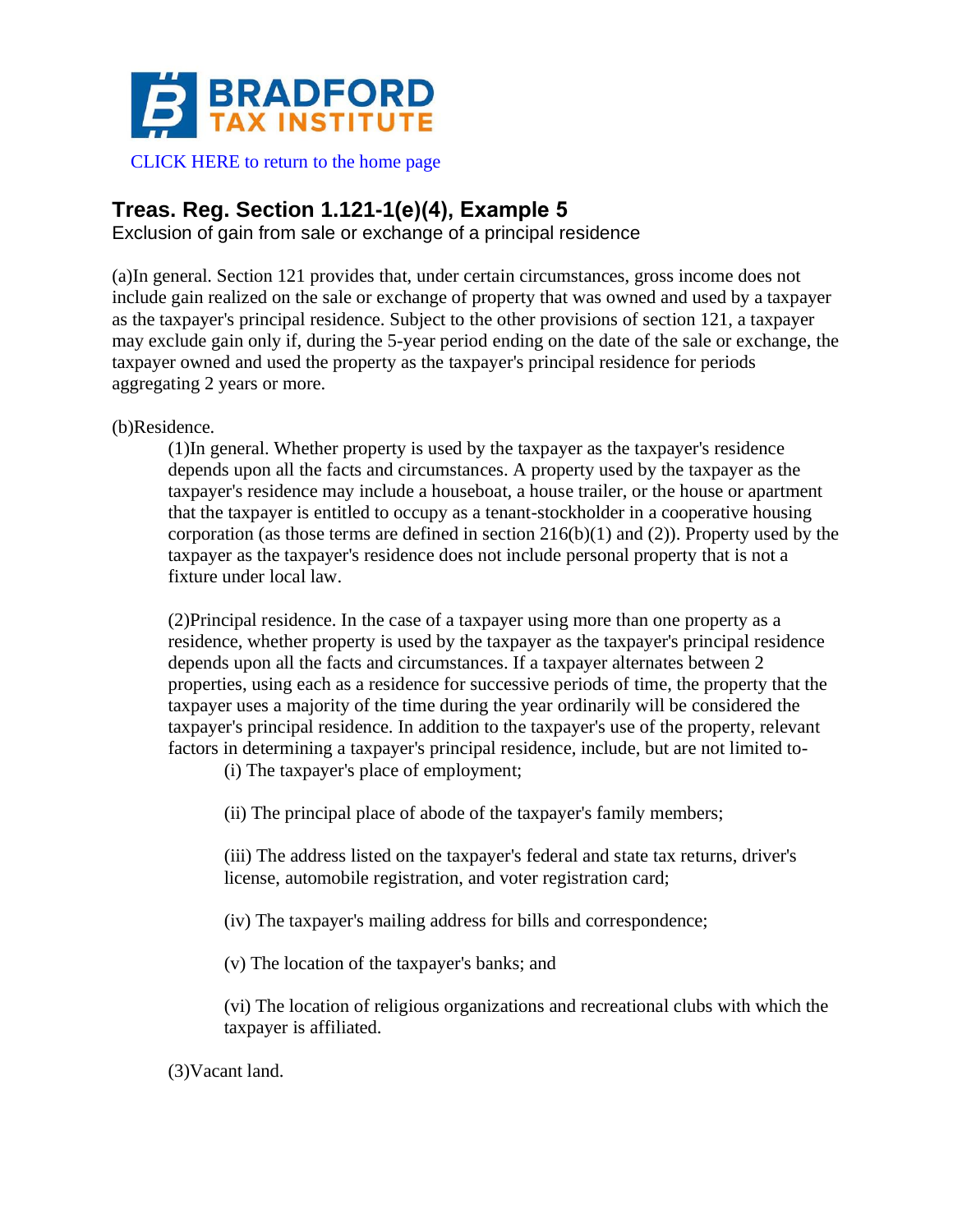# BRADFORD TAX INSTITUTE

CLICK HERE to return to the home page

## Treas. Reg. Section 1.121-1(e)(4), Example 5

Exclusion of gain from sale or exchange of a principal residence

(a)In general. Section 121 provides that, under certain circumstances, gross income does not include gain realized on the sale or exchange of property that was owned and used by a taxpayer as the taxpayer's principal residence. Subject to the other provisions of section 121, a taxpayer may exclude gain only if, during the 5-year period ending on the date of the sale or exchange, the taxpayer owned and used the property as the taxpayer's principal residence for periods aggregating 2 years or more.

(b)Residence.

(1)In general. Whether property is used by the taxpayer as the taxpayer's residence depends upon all the facts and circumstances. A property used by the taxpayer as the taxpayer's residence may include a houseboat, a house trailer, or the house or apartment that the taxpayer is entitled to occupy as a tenant-stockholder in a cooperative housing corporation (as those terms are defined in section 216(b)(1) and (2)). Property used by the taxpayer as the taxpayer's residence does not include personal property that is not a fixture under local law.

(2)Principal residence. In the case of a taxpayer using more than one property as a residence, whether property is used by the taxpayer as the taxpayer's principal residence depends upon all the facts and circumstances. If a taxpayer alternates between 2 properties, using each as a residence for successive periods of time, the property that the taxpayer uses a majority of the time during the year ordinarily will be considered the taxpayer's principal residence. In addition to the taxpayer's use of the property, relevant factors in determining a taxpayer's principal residence, include, but are not limited to-

(i) The taxpayer's place of employment;

(ii) The principal place of abode of the taxpayer's family members;

(iii) The address listed on the taxpayer's federal and state tax returns, driver's license, automobile registration, and voter registration card;

(iv) The taxpayer's mailing address for bills and correspondence;

(v) The location of the taxpayer's banks; and

(vi) The location of religious organizations and recreational clubs with which the taxpayer is affiliated.

(3)Vacant land.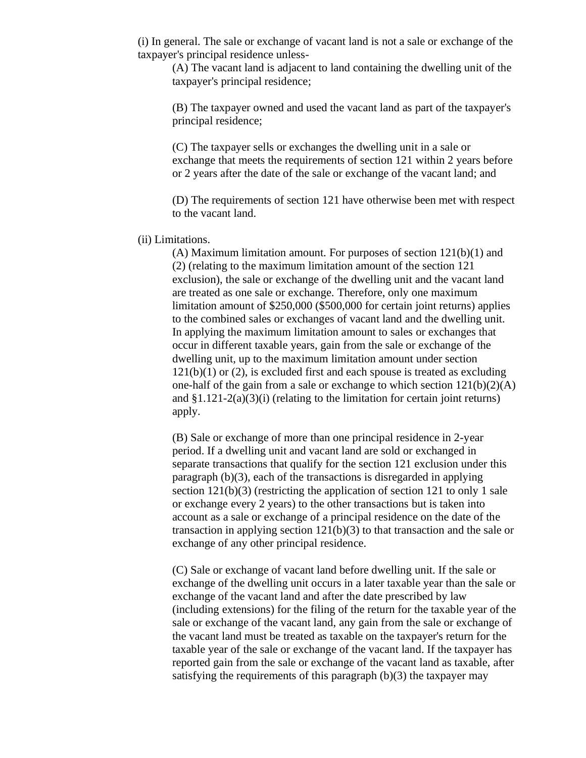(i) In general. The sale or exchange of vacant land is not a sale or exchange of the taxpayer's principal residence unless-

> (A) The vacant land is adjacent to land containing the dwelling unit of the taxpayer's principal residence;
>
> (B) The taxpayer owned and used the vacant land as part of the taxpayer's principal residence;
>
> (C) The taxpayer sells or exchanges the dwelling unit in a sale or exchange that meets the requirements of section 121 within 2 years before or 2 years after the date of the sale or exchange of the vacant land; and
>
> (D) The requirements of section 121 have otherwise been met with respect to the vacant land.

(ii) Limitations.

> (A) Maximum limitation amount. For purposes of section 121(b)(1) and (2) (relating to the maximum limitation amount of the section 121 exclusion), the sale or exchange of the dwelling unit and the vacant land are treated as one sale or exchange. Therefore, only one maximum limitation amount of $250,000 ($500,000 for certain joint returns) applies to the combined sales or exchanges of vacant land and the dwelling unit. In applying the maximum limitation amount to sales or exchanges that occur in different taxable years, gain from the sale or exchange of the dwelling unit, up to the maximum limitation amount under section 121(b)(1) or (2), is excluded first and each spouse is treated as excluding one-half of the gain from a sale or exchange to which section 121(b)(2)(A) and §1.121-2(a)(3)(i) (relating to the limitation for certain joint returns) apply.
>
> (B) Sale or exchange of more than one principal residence in 2-year period. If a dwelling unit and vacant land are sold or exchanged in separate transactions that qualify for the section 121 exclusion under this paragraph (b)(3), each of the transactions is disregarded in applying section 121(b)(3) (restricting the application of section 121 to only 1 sale or exchange every 2 years) to the other transactions but is taken into account as a sale or exchange of a principal residence on the date of the transaction in applying section 121(b)(3) to that transaction and the sale or exchange of any other principal residence.
>
> (C) Sale or exchange of vacant land before dwelling unit. If the sale or exchange of the dwelling unit occurs in a later taxable year than the sale or exchange of the vacant land and after the date prescribed by law (including extensions) for the filing of the return for the taxable year of the sale or exchange of the vacant land, any gain from the sale or exchange of the vacant land must be treated as taxable on the taxpayer's return for the taxable year of the sale or exchange of the vacant land. If the taxpayer has reported gain from the sale or exchange of the vacant land as taxable, after satisfying the requirements of this paragraph (b)(3) the taxpayer may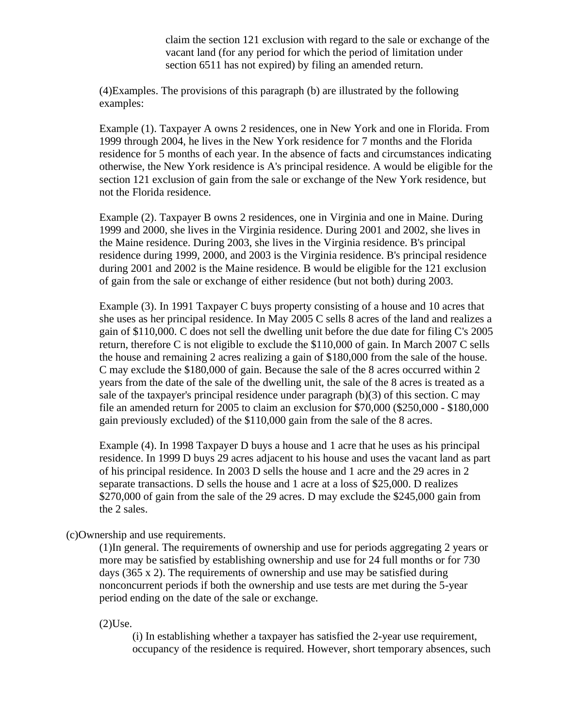claim the section 121 exclusion with regard to the sale or exchange of the vacant land (for any period for which the period of limitation under section 6511 has not expired) by filing an amended return.

(4)Examples. The provisions of this paragraph (b) are illustrated by the following examples:

Example (1). Taxpayer A owns 2 residences, one in New York and one in Florida. From 1999 through 2004, he lives in the New York residence for 7 months and the Florida residence for 5 months of each year. In the absence of facts and circumstances indicating otherwise, the New York residence is A's principal residence. A would be eligible for the section 121 exclusion of gain from the sale or exchange of the New York residence, but not the Florida residence.

Example (2). Taxpayer B owns 2 residences, one in Virginia and one in Maine. During 1999 and 2000, she lives in the Virginia residence. During 2001 and 2002, she lives in the Maine residence. During 2003, she lives in the Virginia residence. B's principal residence during 1999, 2000, and 2003 is the Virginia residence. B's principal residence during 2001 and 2002 is the Maine residence. B would be eligible for the 121 exclusion of gain from the sale or exchange of either residence (but not both) during 2003.

Example (3). In 1991 Taxpayer C buys property consisting of a house and 10 acres that she uses as her principal residence. In May 2005 C sells 8 acres of the land and realizes a gain of $110,000. C does not sell the dwelling unit before the due date for filing C's 2005 return, therefore C is not eligible to exclude the $110,000 of gain. In March 2007 C sells the house and remaining 2 acres realizing a gain of $180,000 from the sale of the house. C may exclude the $180,000 of gain. Because the sale of the 8 acres occurred within 2 years from the date of the sale of the dwelling unit, the sale of the 8 acres is treated as a sale of the taxpayer's principal residence under paragraph (b)(3) of this section. C may file an amended return for 2005 to claim an exclusion for $70,000 ($250,000 - $180,000 gain previously excluded) of the $110,000 gain from the sale of the 8 acres.

Example (4). In 1998 Taxpayer D buys a house and 1 acre that he uses as his principal residence. In 1999 D buys 29 acres adjacent to his house and uses the vacant land as part of his principal residence. In 2003 D sells the house and 1 acre and the 29 acres in 2 separate transactions. D sells the house and 1 acre at a loss of $25,000. D realizes $270,000 of gain from the sale of the 29 acres. D may exclude the $245,000 gain from the 2 sales.

(c)Ownership and use requirements.

(1)In general. The requirements of ownership and use for periods aggregating 2 years or more may be satisfied by establishing ownership and use for 24 full months or for 730 days (365 x 2). The requirements of ownership and use may be satisfied during nonconcurrent periods if both the ownership and use tests are met during the 5-year period ending on the date of the sale or exchange.

(2)Use.

(i) In establishing whether a taxpayer has satisfied the 2-year use requirement, occupancy of the residence is required. However, short temporary absences, such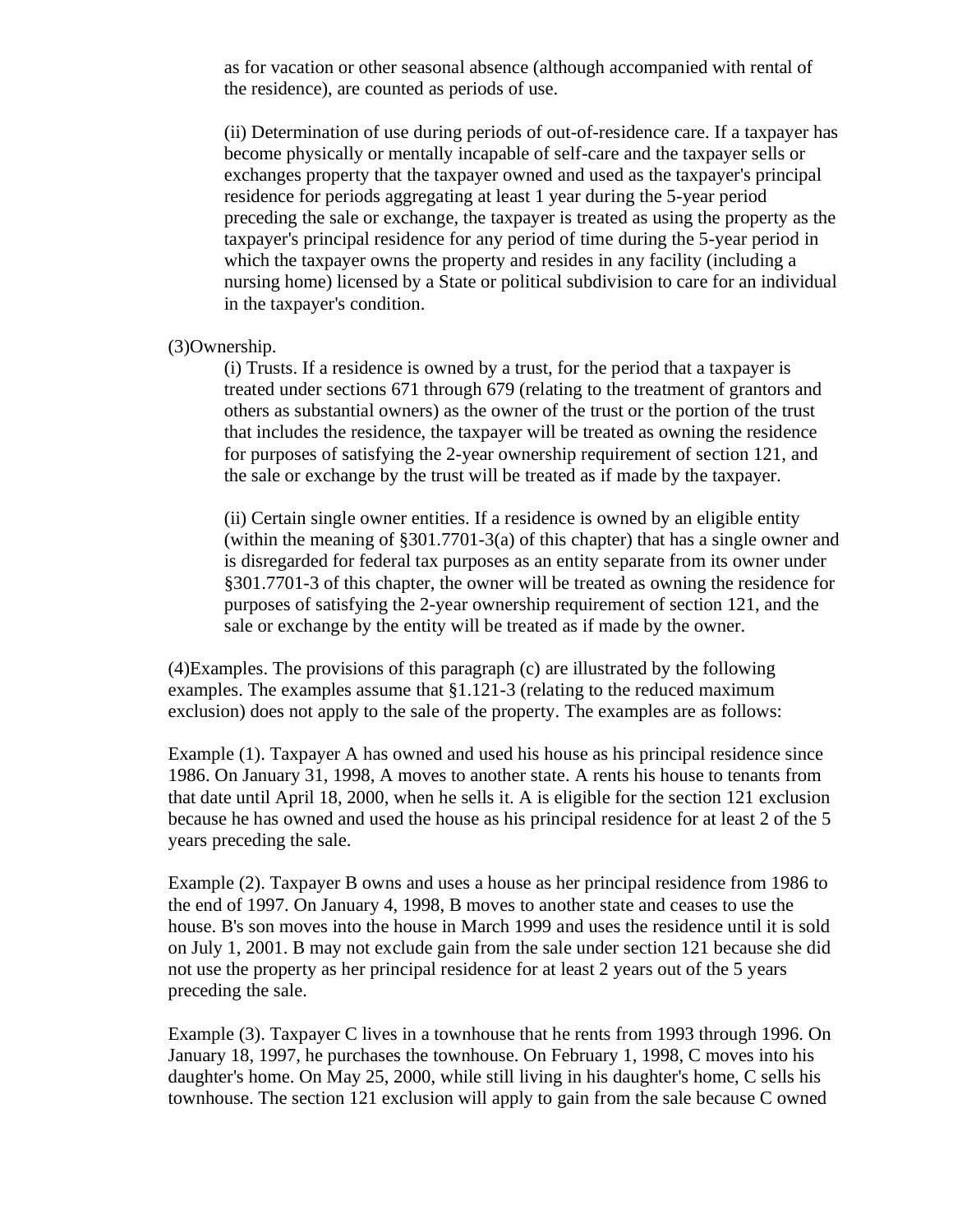as for vacation or other seasonal absence (although accompanied with rental of the residence), are counted as periods of use.

(ii) Determination of use during periods of out-of-residence care. If a taxpayer has become physically or mentally incapable of self-care and the taxpayer sells or exchanges property that the taxpayer owned and used as the taxpayer's principal residence for periods aggregating at least 1 year during the 5-year period preceding the sale or exchange, the taxpayer is treated as using the property as the taxpayer's principal residence for any period of time during the 5-year period in which the taxpayer owns the property and resides in any facility (including a nursing home) licensed by a State or political subdivision to care for an individual in the taxpayer's condition.

(3)Ownership.

(i) Trusts. If a residence is owned by a trust, for the period that a taxpayer is treated under sections 671 through 679 (relating to the treatment of grantors and others as substantial owners) as the owner of the trust or the portion of the trust that includes the residence, the taxpayer will be treated as owning the residence for purposes of satisfying the 2-year ownership requirement of section 121, and the sale or exchange by the trust will be treated as if made by the taxpayer.

(ii) Certain single owner entities. If a residence is owned by an eligible entity (within the meaning of §301.7701-3(a) of this chapter) that has a single owner and is disregarded for federal tax purposes as an entity separate from its owner under §301.7701-3 of this chapter, the owner will be treated as owning the residence for purposes of satisfying the 2-year ownership requirement of section 121, and the sale or exchange by the entity will be treated as if made by the owner.

(4)Examples. The provisions of this paragraph (c) are illustrated by the following examples. The examples assume that §1.121-3 (relating to the reduced maximum exclusion) does not apply to the sale of the property. The examples are as follows:

Example (1). Taxpayer A has owned and used his house as his principal residence since 1986. On January 31, 1998, A moves to another state. A rents his house to tenants from that date until April 18, 2000, when he sells it. A is eligible for the section 121 exclusion because he has owned and used the house as his principal residence for at least 2 of the 5 years preceding the sale.

Example (2). Taxpayer B owns and uses a house as her principal residence from 1986 to the end of 1997. On January 4, 1998, B moves to another state and ceases to use the house. B's son moves into the house in March 1999 and uses the residence until it is sold on July 1, 2001. B may not exclude gain from the sale under section 121 because she did not use the property as her principal residence for at least 2 years out of the 5 years preceding the sale.

Example (3). Taxpayer C lives in a townhouse that he rents from 1993 through 1996. On January 18, 1997, he purchases the townhouse. On February 1, 1998, C moves into his daughter's home. On May 25, 2000, while still living in his daughter's home, C sells his townhouse. The section 121 exclusion will apply to gain from the sale because C owned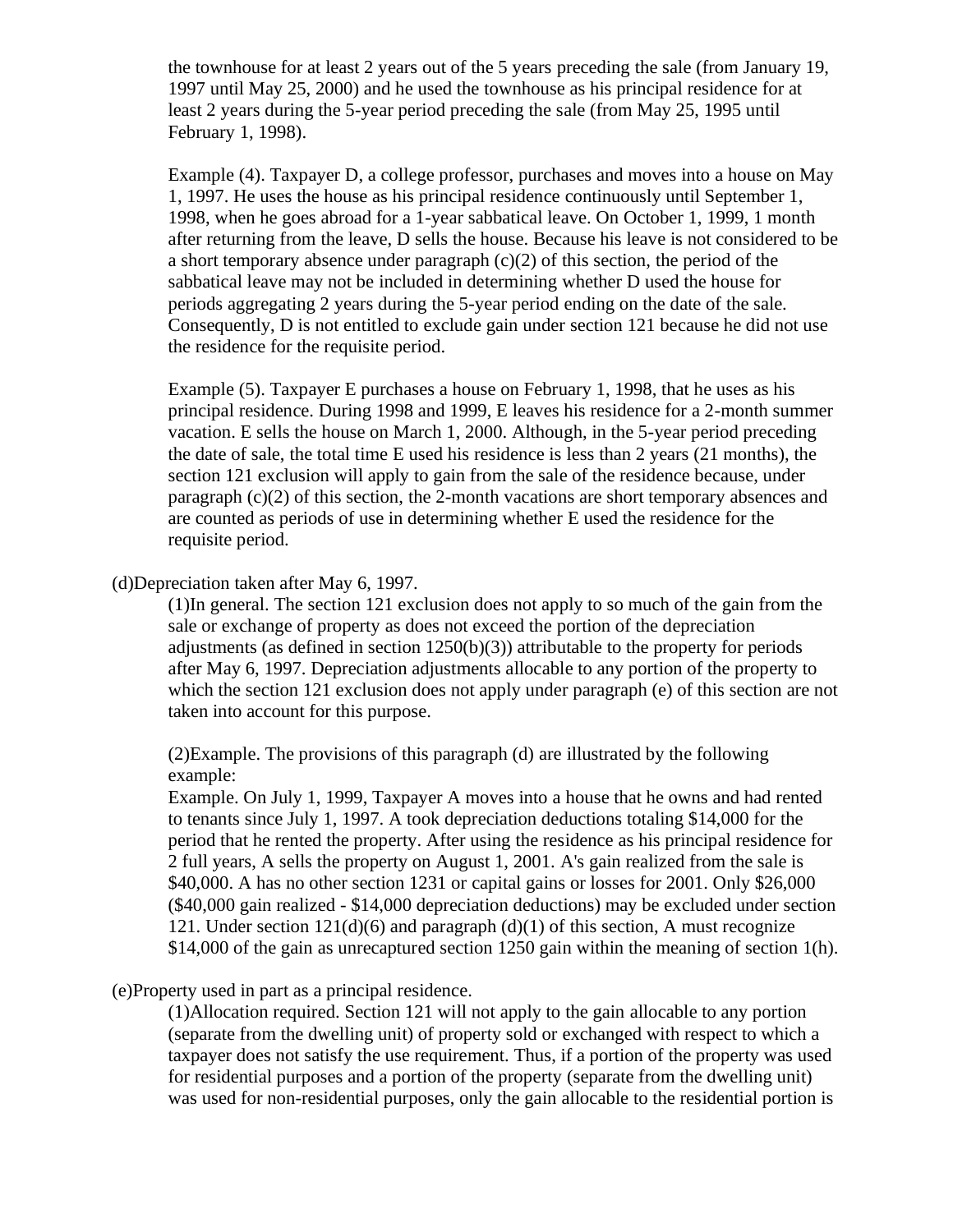the townhouse for at least 2 years out of the 5 years preceding the sale (from January 19, 1997 until May 25, 2000) and he used the townhouse as his principal residence for at least 2 years during the 5-year period preceding the sale (from May 25, 1995 until February 1, 1998).

Example (4). Taxpayer D, a college professor, purchases and moves into a house on May 1, 1997. He uses the house as his principal residence continuously until September 1, 1998, when he goes abroad for a 1-year sabbatical leave. On October 1, 1999, 1 month after returning from the leave, D sells the house. Because his leave is not considered to be a short temporary absence under paragraph (c)(2) of this section, the period of the sabbatical leave may not be included in determining whether D used the house for periods aggregating 2 years during the 5-year period ending on the date of the sale. Consequently, D is not entitled to exclude gain under section 121 because he did not use the residence for the requisite period.

Example (5). Taxpayer E purchases a house on February 1, 1998, that he uses as his principal residence. During 1998 and 1999, E leaves his residence for a 2-month summer vacation. E sells the house on March 1, 2000. Although, in the 5-year period preceding the date of sale, the total time E used his residence is less than 2 years (21 months), the section 121 exclusion will apply to gain from the sale of the residence because, under paragraph (c)(2) of this section, the 2-month vacations are short temporary absences and are counted as periods of use in determining whether E used the residence for the requisite period.

(d)Depreciation taken after May 6, 1997.

(1)In general. The section 121 exclusion does not apply to so much of the gain from the sale or exchange of property as does not exceed the portion of the depreciation adjustments (as defined in section 1250(b)(3)) attributable to the property for periods after May 6, 1997. Depreciation adjustments allocable to any portion of the property to which the section 121 exclusion does not apply under paragraph (e) of this section are not taken into account for this purpose.

(2)Example. The provisions of this paragraph (d) are illustrated by the following example:

Example. On July 1, 1999, Taxpayer A moves into a house that he owns and had rented to tenants since July 1, 1997. A took depreciation deductions totaling $14,000 for the period that he rented the property. After using the residence as his principal residence for 2 full years, A sells the property on August 1, 2001. A's gain realized from the sale is $40,000. A has no other section 1231 or capital gains or losses for 2001. Only $26,000 ($40,000 gain realized - $14,000 depreciation deductions) may be excluded under section 121. Under section 121(d)(6) and paragraph (d)(1) of this section, A must recognize $14,000 of the gain as unrecaptured section 1250 gain within the meaning of section 1(h).

(e)Property used in part as a principal residence.

(1)Allocation required. Section 121 will not apply to the gain allocable to any portion (separate from the dwelling unit) of property sold or exchanged with respect to which a taxpayer does not satisfy the use requirement. Thus, if a portion of the property was used for residential purposes and a portion of the property (separate from the dwelling unit) was used for non-residential purposes, only the gain allocable to the residential portion is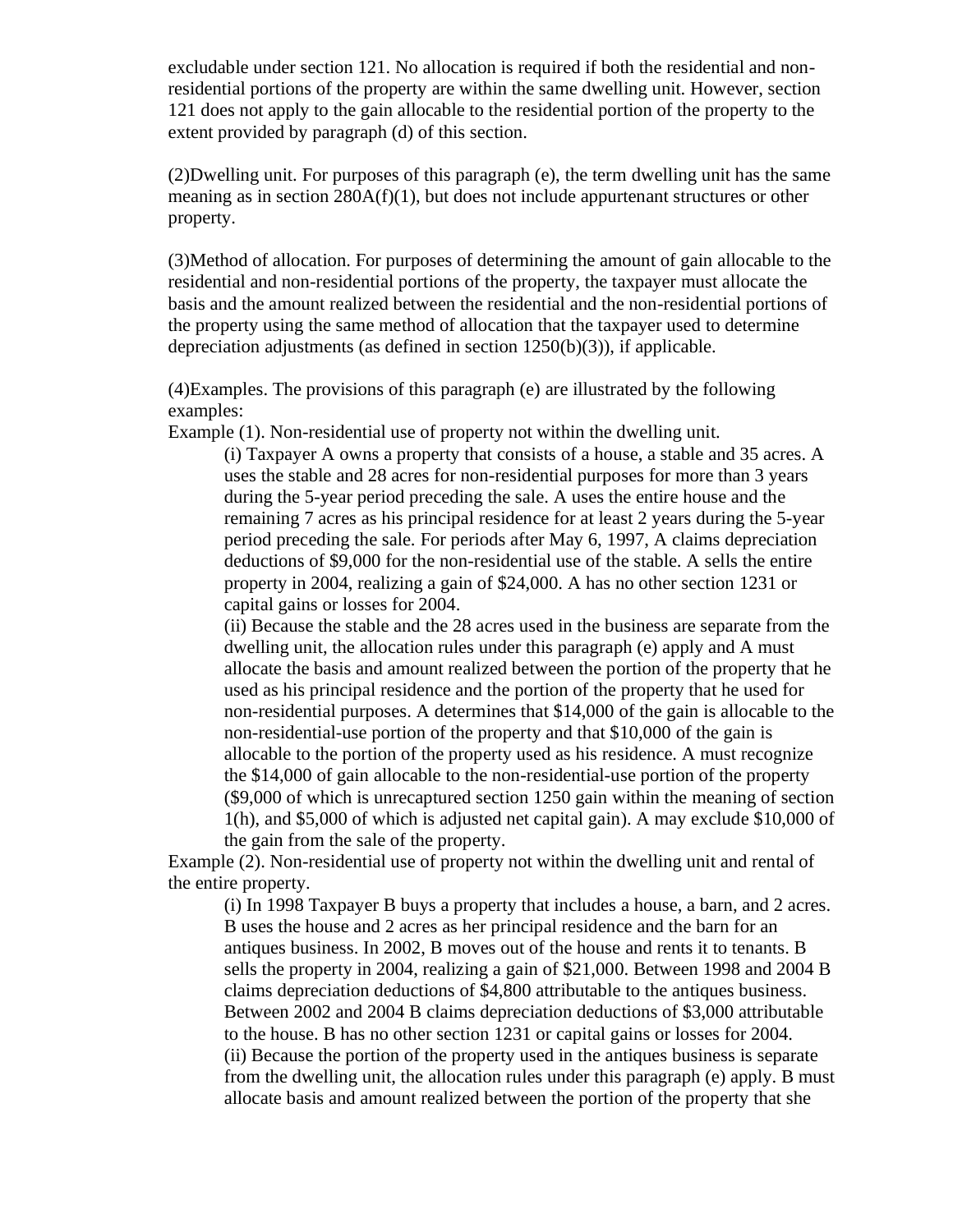excludable under section 121. No allocation is required if both the residential and non-residential portions of the property are within the same dwelling unit. However, section 121 does not apply to the gain allocable to the residential portion of the property to the extent provided by paragraph (d) of this section.

(2)Dwelling unit. For purposes of this paragraph (e), the term dwelling unit has the same meaning as in section 280A(f)(1), but does not include appurtenant structures or other property.

(3)Method of allocation. For purposes of determining the amount of gain allocable to the residential and non-residential portions of the property, the taxpayer must allocate the basis and the amount realized between the residential and the non-residential portions of the property using the same method of allocation that the taxpayer used to determine depreciation adjustments (as defined in section 1250(b)(3)), if applicable.

(4)Examples. The provisions of this paragraph (e) are illustrated by the following examples:

Example (1). Non-residential use of property not within the dwelling unit.

> (i) Taxpayer A owns a property that consists of a house, a stable and 35 acres. A uses the stable and 28 acres for non-residential purposes for more than 3 years during the 5-year period preceding the sale. A uses the entire house and the remaining 7 acres as his principal residence for at least 2 years during the 5-year period preceding the sale. For periods after May 6, 1997, A claims depreciation deductions of $9,000 for the non-residential use of the stable. A sells the entire property in 2004, realizing a gain of $24,000. A has no other section 1231 or capital gains or losses for 2004.
>
> (ii) Because the stable and the 28 acres used in the business are separate from the dwelling unit, the allocation rules under this paragraph (e) apply and A must allocate the basis and amount realized between the portion of the property that he used as his principal residence and the portion of the property that he used for non-residential purposes. A determines that $14,000 of the gain is allocable to the non-residential-use portion of the property and that $10,000 of the gain is allocable to the portion of the property used as his residence. A must recognize the $14,000 of gain allocable to the non-residential-use portion of the property ($9,000 of which is unrecaptured section 1250 gain within the meaning of section 1(h), and $5,000 of which is adjusted net capital gain). A may exclude $10,000 of the gain from the sale of the property.

Example (2). Non-residential use of property not within the dwelling unit and rental of the entire property.

> (i) In 1998 Taxpayer B buys a property that includes a house, a barn, and 2 acres. B uses the house and 2 acres as her principal residence and the barn for an antiques business. In 2002, B moves out of the house and rents it to tenants. B sells the property in 2004, realizing a gain of $21,000. Between 1998 and 2004 B claims depreciation deductions of $4,800 attributable to the antiques business. Between 2002 and 2004 B claims depreciation deductions of $3,000 attributable to the house. B has no other section 1231 or capital gains or losses for 2004.
>
> (ii) Because the portion of the property used in the antiques business is separate from the dwelling unit, the allocation rules under this paragraph (e) apply. B must allocate basis and amount realized between the portion of the property that she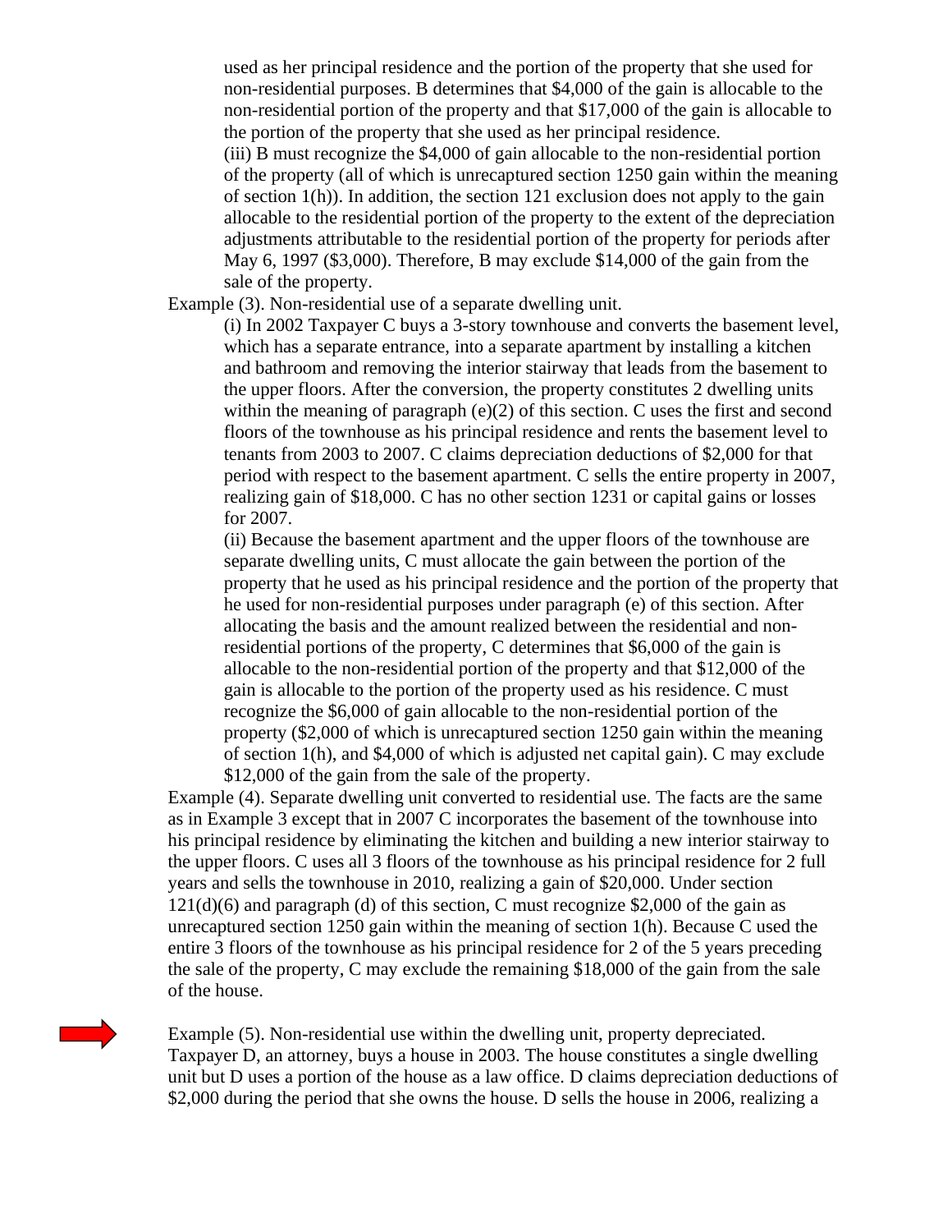used as her principal residence and the portion of the property that she used for non-residential purposes. B determines that $4,000 of the gain is allocable to the non-residential portion of the property and that $17,000 of the gain is allocable to the portion of the property that she used as her principal residence.

(iii) B must recognize the $4,000 of gain allocable to the non-residential portion of the property (all of which is unrecaptured section 1250 gain within the meaning of section 1(h)). In addition, the section 121 exclusion does not apply to the gain allocable to the residential portion of the property to the extent of the depreciation adjustments attributable to the residential portion of the property for periods after May 6, 1997 ($3,000). Therefore, B may exclude $14,000 of the gain from the sale of the property.

Example (3). Non-residential use of a separate dwelling unit.

(i) In 2002 Taxpayer C buys a 3-story townhouse and converts the basement level, which has a separate entrance, into a separate apartment by installing a kitchen and bathroom and removing the interior stairway that leads from the basement to the upper floors. After the conversion, the property constitutes 2 dwelling units within the meaning of paragraph (e)(2) of this section. C uses the first and second floors of the townhouse as his principal residence and rents the basement level to tenants from 2003 to 2007. C claims depreciation deductions of $2,000 for that period with respect to the basement apartment. C sells the entire property in 2007, realizing gain of $18,000. C has no other section 1231 or capital gains or losses for 2007.

(ii) Because the basement apartment and the upper floors of the townhouse are separate dwelling units, C must allocate the gain between the portion of the property that he used as his principal residence and the portion of the property that he used for non-residential purposes under paragraph (e) of this section. After allocating the basis and the amount realized between the residential and non-residential portions of the property, C determines that $6,000 of the gain is allocable to the non-residential portion of the property and that $12,000 of the gain is allocable to the portion of the property used as his residence. C must recognize the $6,000 of gain allocable to the non-residential portion of the property ($2,000 of which is unrecaptured section 1250 gain within the meaning of section 1(h), and $4,000 of which is adjusted net capital gain). C may exclude $12,000 of the gain from the sale of the property.

Example (4). Separate dwelling unit converted to residential use. The facts are the same as in Example 3 except that in 2007 C incorporates the basement of the townhouse into his principal residence by eliminating the kitchen and building a new interior stairway to the upper floors. C uses all 3 floors of the townhouse as his principal residence for 2 full years and sells the townhouse in 2010, realizing a gain of $20,000. Under section 121(d)(6) and paragraph (d) of this section, C must recognize $2,000 of the gain as unrecaptured section 1250 gain within the meaning of section 1(h). Because C used the entire 3 floors of the townhouse as his principal residence for 2 of the 5 years preceding the sale of the property, C may exclude the remaining $18,000 of the gain from the sale of the house.

Example (5). Non-residential use within the dwelling unit, property depreciated. Taxpayer D, an attorney, buys a house in 2003. The house constitutes a single dwelling unit but D uses a portion of the house as a law office. D claims depreciation deductions of $2,000 during the period that she owns the house. D sells the house in 2006, realizing a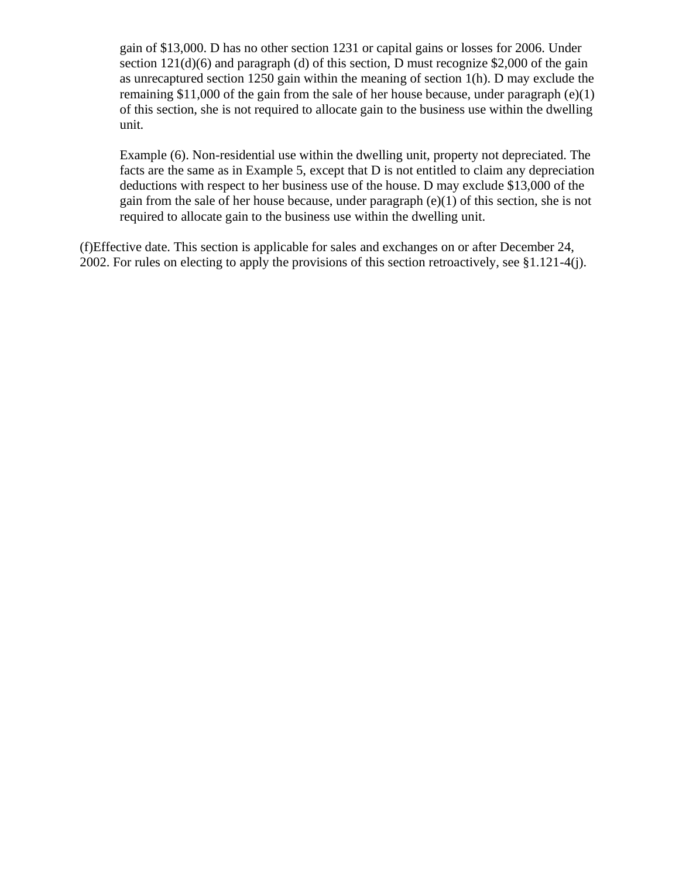gain of $13,000. D has no other section 1231 or capital gains or losses for 2006. Under section 121(d)(6) and paragraph (d) of this section, D must recognize $2,000 of the gain as unrecaptured section 1250 gain within the meaning of section 1(h). D may exclude the remaining $11,000 of the gain from the sale of her house because, under paragraph (e)(1) of this section, she is not required to allocate gain to the business use within the dwelling unit.

Example (6). Non-residential use within the dwelling unit, property not depreciated. The facts are the same as in Example 5, except that D is not entitled to claim any depreciation deductions with respect to her business use of the house. D may exclude $13,000 of the gain from the sale of her house because, under paragraph (e)(1) of this section, she is not required to allocate gain to the business use within the dwelling unit.

(f)Effective date. This section is applicable for sales and exchanges on or after December 24, 2002. For rules on electing to apply the provisions of this section retroactively, see §1.121-4(j).